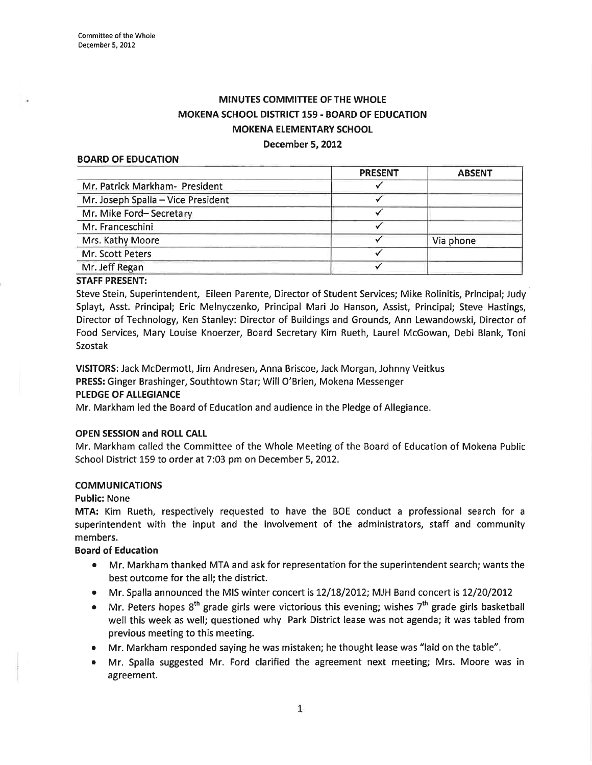# MINUTES COMMITTEE OF THE WHOLE
# MOKENA SCHOOL DISTRICT 159 - BOARD OF EDUCATION
# MOKENA ELEMENTARY SCHOOL
## December 5, 2012

### BOARD OF EDUCATION

| | PRESENT | ABSENT |
|---|---|---|
| Mr. Patrick Markham- President | ✓ | |
| Mr. Joseph Spalla – Vice President | ✓ | |
| Mr. Mike Ford– Secretary | ✓ | |
| Mr. Franceschini | ✓ | |
| Mrs. Kathy Moore | ✓ | Via phone |
| Mr. Scott Peters | ✓ | |
| Mr. Jeff Regan | ✓ | |

**STAFF PRESENT:**
Steve Stein, Superintendent, Eileen Parente, Director of Student Services; Mike Rolinitis, Principal; Judy Splayt, Asst. Principal; Eric Melnyczenko, Principal Mari Jo Hanson, Assist, Principal; Steve Hastings, Director of Technology, Ken Stanley: Director of Buildings and Grounds, Ann Lewandowski, Director of Food Services, Mary Louise Knoerzer, Board Secretary Kim Rueth, Laurel McGowan, Debi Blank, Toni Szostak

**VISITORS**: Jack McDermott, Jim Andresen, Anna Briscoe, Jack Morgan, Johnny Veitkus
**PRESS:** Ginger Brashinger, Southtown Star; Will O'Brien, Mokena Messenger

**PLEDGE OF ALLEGIANCE**
Mr. Markham led the Board of Education and audience in the Pledge of Allegiance.

**OPEN SESSION and ROLL CALL**
Mr. Markham called the Committee of the Whole Meeting of the Board of Education of Mokena Public School District 159 to order at 7:03 pm on December 5, 2012.

**COMMUNICATIONS**
**Public:** None
**MTA:** Kim Rueth, respectively requested to have the BOE conduct a professional search for a superintendent with the input and the involvement of the administrators, staff and community members.

**Board of Education**

- Mr. Markham thanked MTA and ask for representation for the superintendent search; wants the best outcome for the all; the district.
- Mr. Spalla announced the MIS winter concert is 12/18/2012; MJH Band concert is 12/20/2012
- Mr. Peters hopes 8th grade girls were victorious this evening; wishes 7th grade girls basketball well this week as well; questioned why Park District lease was not agenda; it was tabled from previous meeting to this meeting.
- Mr. Markham responded saying he was mistaken; he thought lease was "laid on the table".
- Mr. Spalla suggested Mr. Ford clarified the agreement next meeting; Mrs. Moore was in agreement.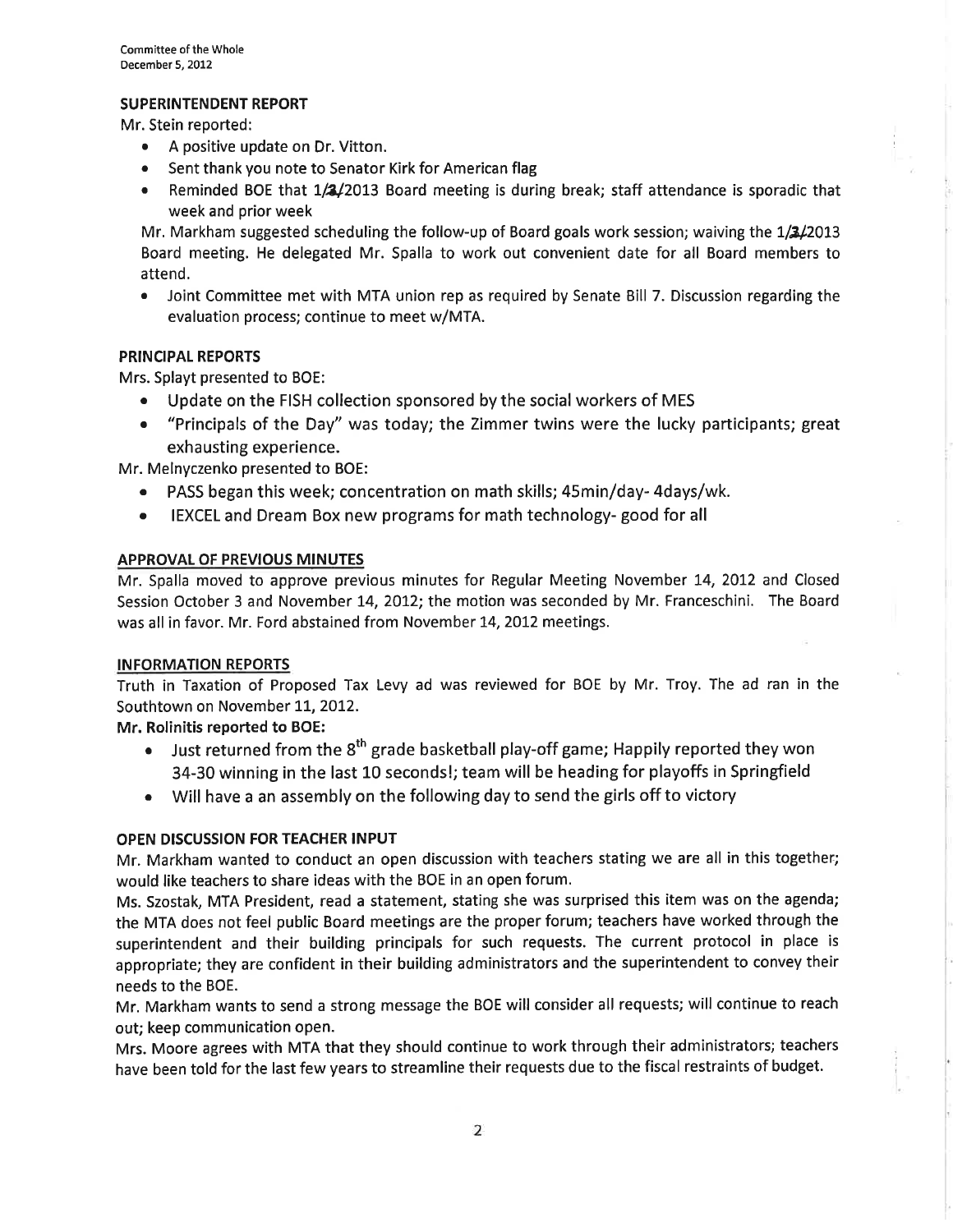## SUPERINTENDENT REPORT

Mr. Stein reported:

- A positive update on Dr. Vitton.
- Sent thank you note to Senator Kirk for American flag
- Reminded BOE that 1/2/2013 Board meeting is during break; staff attendance is sporadic that week and prior week

Mr. Markham suggested scheduling the follow-up of Board goals work session; waiving the 1/2/2013 Board meeting. He delegated Mr. Spalla to work out convenient date for all Board members to attend.

- Joint Committee met with MTA union rep as required by Senate Bill 7. Discussion regarding the evaluation process; continue to meet w/MTA.

## PRINCIPAL REPORTS

Mrs. Splayt presented to BOE:

- Update on the FISH collection sponsored by the social workers of MES
- "Principals of the Day" was today; the Zimmer twins were the lucky participants; great exhausting experience.

Mr. Melnyczenko presented to BOE:

- PASS began this week; concentration on math skills; 45min/day- 4days/wk.
- IEXCEL and Dream Box new programs for math technology- good for all

## APPROVAL OF PREVIOUS MINUTES

Mr. Spalla moved to approve previous minutes for Regular Meeting November 14, 2012 and Closed Session October 3 and November 14, 2012; the motion was seconded by Mr. Franceschini. The Board was all in favor. Mr. Ford abstained from November 14, 2012 meetings.

## INFORMATION REPORTS

Truth in Taxation of Proposed Tax Levy ad was reviewed for BOE by Mr. Troy. The ad ran in the Southtown on November 11, 2012.

**Mr. Rolinitis reported to BOE:**

- Just returned from the 8th grade basketball play-off game; Happily reported they won 34-30 winning in the last 10 seconds!; team will be heading for playoffs in Springfield
- Will have a an assembly on the following day to send the girls off to victory

## OPEN DISCUSSION FOR TEACHER INPUT

Mr. Markham wanted to conduct an open discussion with teachers stating we are all in this together; would like teachers to share ideas with the BOE in an open forum.

Ms. Szostak, MTA President, read a statement, stating she was surprised this item was on the agenda; the MTA does not feel public Board meetings are the proper forum; teachers have worked through the superintendent and their building principals for such requests. The current protocol in place is appropriate; they are confident in their building administrators and the superintendent to convey their needs to the BOE.

Mr. Markham wants to send a strong message the BOE will consider all requests; will continue to reach out; keep communication open.

Mrs. Moore agrees with MTA that they should continue to work through their administrators; teachers have been told for the last few years to streamline their requests due to the fiscal restraints of budget.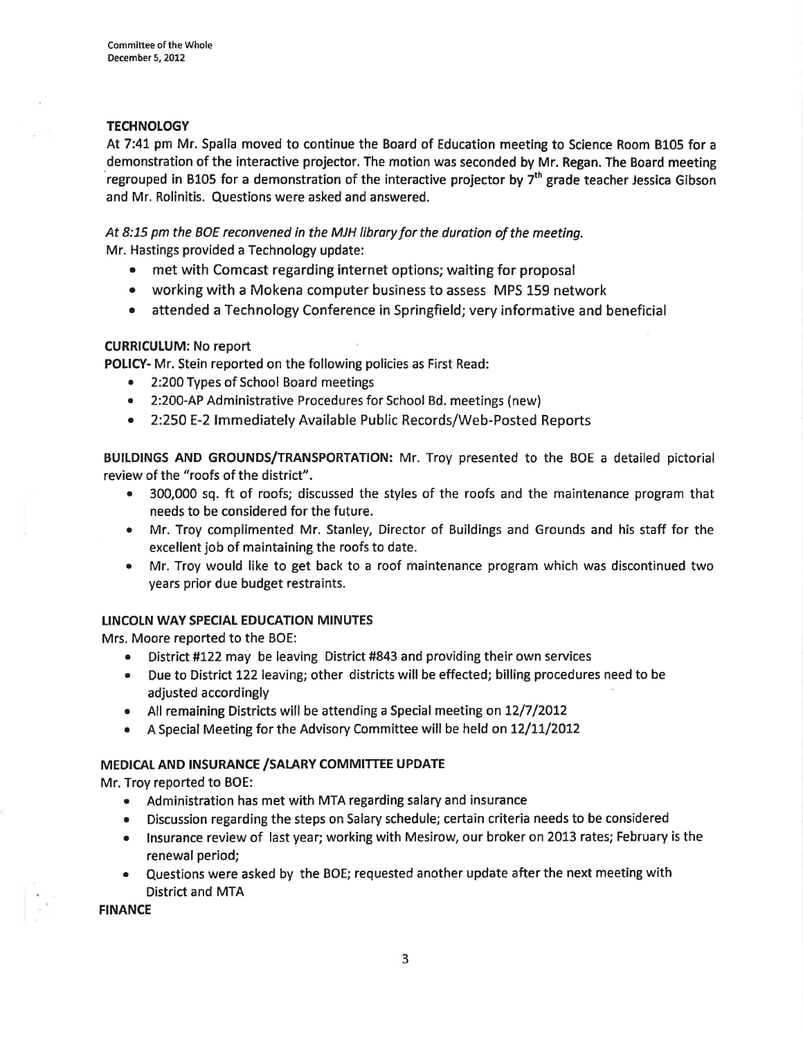**TECHNOLOGY**

At 7:41 pm Mr. Spalla moved to continue the Board of Education meeting to Science Room B105 for a demonstration of the interactive projector. The motion was seconded by Mr. Regan. The Board meeting regrouped in B105 for a demonstration of the interactive projector by 7th grade teacher Jessica Gibson and Mr. Rolinitis. Questions were asked and answered.

*At 8:15 pm the BOE reconvened in the MJH library for the duration of the meeting.*

Mr. Hastings provided a Technology update:

- met with Comcast regarding internet options; waiting for proposal
- working with a Mokena computer business to assess MPS 159 network
- attended a Technology Conference in Springfield; very informative and beneficial

**CURRICULUM:** No report

**POLICY-** Mr. Stein reported on the following policies as First Read:

- 2:200 Types of School Board meetings
- 2:200-AP Administrative Procedures for School Bd. meetings (new)
- 2:250 E-2 Immediately Available Public Records/Web-Posted Reports

**BUILDINGS AND GROUNDS/TRANSPORTATION:** Mr. Troy presented to the BOE a detailed pictorial review of the "roofs of the district".

- 300,000 sq. ft of roofs; discussed the styles of the roofs and the maintenance program that needs to be considered for the future.
- Mr. Troy complimented Mr. Stanley, Director of Buildings and Grounds and his staff for the excellent job of maintaining the roofs to date.
- Mr. Troy would like to get back to a roof maintenance program which was discontinued two years prior due budget restraints.

**LINCOLN WAY SPECIAL EDUCATION MINUTES**

Mrs. Moore reported to the BOE:

- District #122 may be leaving District #843 and providing their own services
- Due to District 122 leaving; other districts will be effected; billing procedures need to be adjusted accordingly
- All remaining Districts will be attending a Special meeting on 12/7/2012
- A Special Meeting for the Advisory Committee will be held on 12/11/2012

**MEDICAL AND INSURANCE /SALARY COMMITTEE UPDATE**

Mr. Troy reported to BOE:

- Administration has met with MTA regarding salary and insurance
- Discussion regarding the steps on Salary schedule; certain criteria needs to be considered
- Insurance review of last year; working with Mesirow, our broker on 2013 rates; February is the renewal period;
- Questions were asked by the BOE; requested another update after the next meeting with District and MTA

**FINANCE**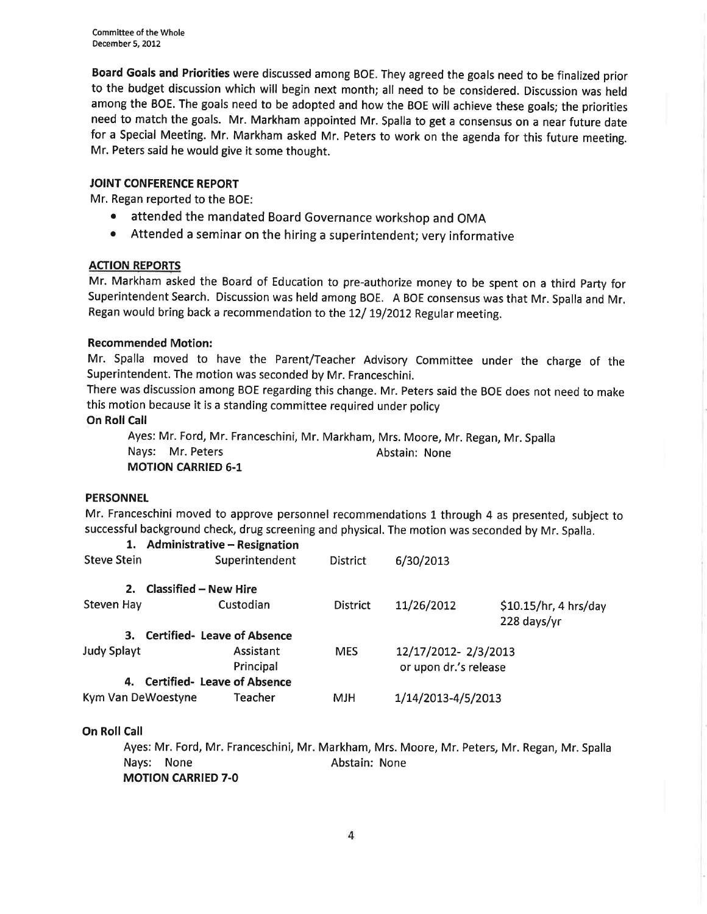**Board Goals and Priorities** were discussed among BOE. They agreed the goals need to be finalized prior to the budget discussion which will begin next month; all need to be considered. Discussion was held among the BOE. The goals need to be adopted and how the BOE will achieve these goals; the priorities need to match the goals. Mr. Markham appointed Mr. Spalla to get a consensus on a near future date for a Special Meeting. Mr. Markham asked Mr. Peters to work on the agenda for this future meeting. Mr. Peters said he would give it some thought.

**JOINT CONFERENCE REPORT**

Mr. Regan reported to the BOE:

- attended the mandated Board Governance workshop and OMA
- Attended a seminar on the hiring a superintendent; very informative

**ACTION REPORTS**

Mr. Markham asked the Board of Education to pre-authorize money to be spent on a third Party for Superintendent Search. Discussion was held among BOE. A BOE consensus was that Mr. Spalla and Mr. Regan would bring back a recommendation to the 12/ 19/2012 Regular meeting.

**Recommended Motion:**

Mr. Spalla moved to have the Parent/Teacher Advisory Committee under the charge of the Superintendent. The motion was seconded by Mr. Franceschini.

There was discussion among BOE regarding this change. Mr. Peters said the BOE does not need to make this motion because it is a standing committee required under policy

**On Roll Call**

Ayes: Mr. Ford, Mr. Franceschini, Mr. Markham, Mrs. Moore, Mr. Regan, Mr. Spalla
Nays: Mr. Peters    Abstain: None
**MOTION CARRIED 6-1**

**PERSONNEL**

Mr. Franceschini moved to approve personnel recommendations 1 through 4 as presented, subject to successful background check, drug screening and physical. The motion was seconded by Mr. Spalla.

| | | | | |
|---|---|---|---|---|
| **1. Administrative – Resignation** | | | | |
| Steve Stein | Superintendent | District | 6/30/2013 | |
| **2. Classified – New Hire** | | | | |
| Steven Hay | Custodian | District | 11/26/2012 | $10.15/hr, 4 hrs/day 228 days/yr |
| **3. Certified- Leave of Absence** | | | | |
| Judy Splayt | Assistant Principal | MES | 12/17/2012- 2/3/2013 or upon dr.'s release | |
| **4. Certified- Leave of Absence** | | | | |
| Kym Van DeWoestyne | Teacher | MJH | 1/14/2013-4/5/2013 | |

**On Roll Call**

Ayes: Mr. Ford, Mr. Franceschini, Mr. Markham, Mrs. Moore, Mr. Peters, Mr. Regan, Mr. Spalla
Nays: None    Abstain: None
**MOTION CARRIED 7-0**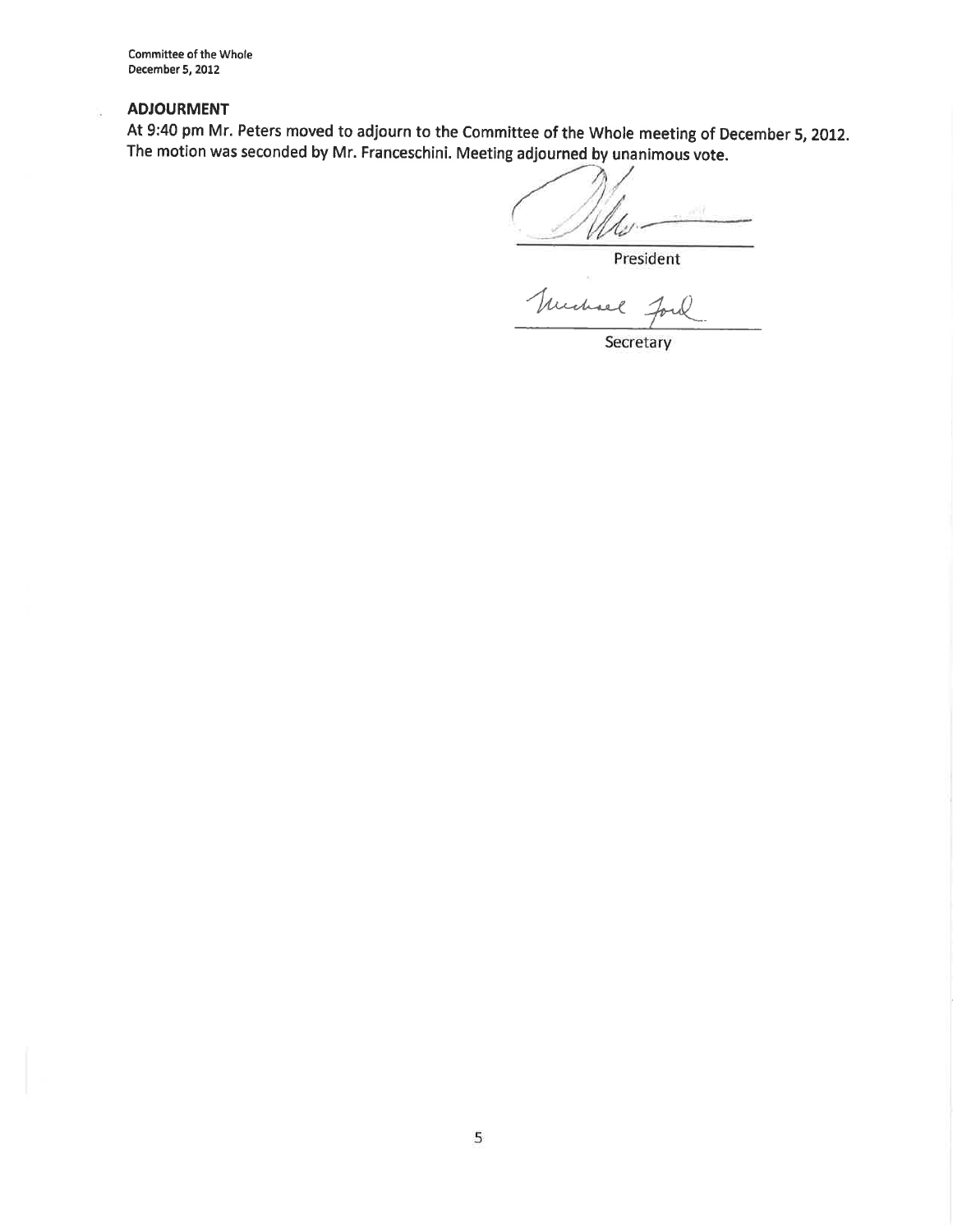## ADJOURMENT

At 9:40 pm Mr. Peters moved to adjourn to the Committee of the Whole meeting of December 5, 2012. The motion was seconded by Mr. Franceschini. Meeting adjourned by unanimous vote.

President

Michael Ford

Secretary